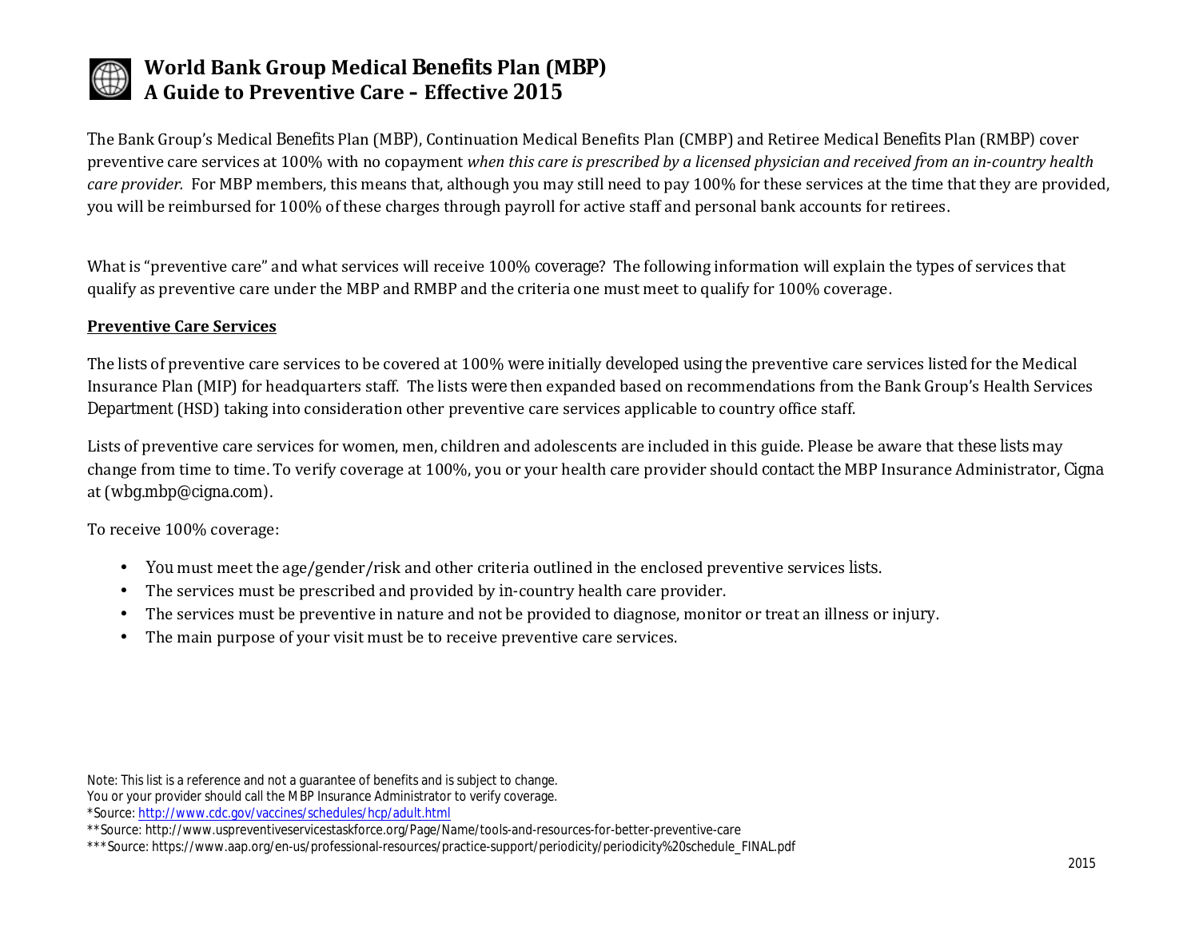# World Bank Group Medical Benefits Plan (MBP)
# A Guide to Preventive Care – Effective 2015

The Bank Group's Medical Benefits Plan (MBP), Continuation Medical Benefits Plan (CMBP) and Retiree Medical Benefits Plan (RMBP) cover preventive care services at 100% with no copayment *when this care is prescribed by a licensed physician and received from an in-country health care provider.* For MBP members, this means that, although you may still need to pay 100% for these services at the time that they are provided, you will be reimbursed for 100% of these charges through payroll for active staff and personal bank accounts for retirees.

What is "preventive care" and what services will receive 100% coverage? The following information will explain the types of services that qualify as preventive care under the MBP and RMBP and the criteria one must meet to qualify for 100% coverage.

**Preventive Care Services**

The lists of preventive care services to be covered at 100% were initially developed using the preventive care services listed for the Medical Insurance Plan (MIP) for headquarters staff. The lists were then expanded based on recommendations from the Bank Group's Health Services Department (HSD) taking into consideration other preventive care services applicable to country office staff.

Lists of preventive care services for women, men, children and adolescents are included in this guide. Please be aware that these lists may change from time to time. To verify coverage at 100%, you or your health care provider should contact the MBP Insurance Administrator, Cigna at (wbg.mbp@cigna.com).

To receive 100% coverage:

- You must meet the age/gender/risk and other criteria outlined in the enclosed preventive services lists.
- The services must be prescribed and provided by in-country health care provider.
- The services must be preventive in nature and not be provided to diagnose, monitor or treat an illness or injury.
- The main purpose of your visit must be to receive preventive care services.

Note: This list is a reference and not a guarantee of benefits and is subject to change.
You or your provider should call the MBP Insurance Administrator to verify coverage.
*Source: http://www.cdc.gov/vaccines/schedules/hcp/adult.html
**Source: http://www.uspreventiveservicestaskforce.org/Page/Name/tools-and-resources-for-better-preventive-care
***Source: https://www.aap.org/en-us/professional-resources/practice-support/periodicity/periodicity%20schedule_FINAL.pdf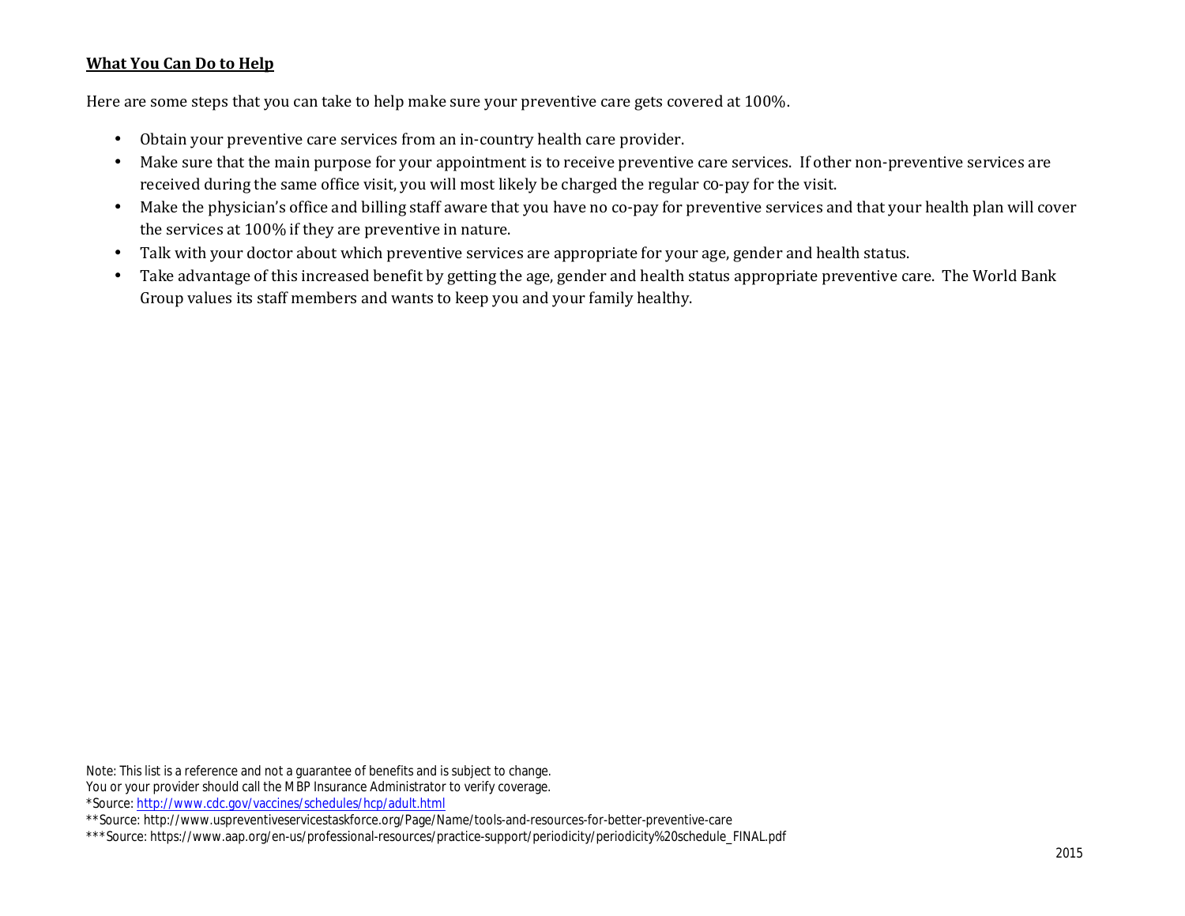**What You Can Do to Help**

Here are some steps that you can take to help make sure your preventive care gets covered at 100%.

- Obtain your preventive care services from an in-country health care provider.
- Make sure that the main purpose for your appointment is to receive preventive care services. If other non-preventive services are received during the same office visit, you will most likely be charged the regular co-pay for the visit.
- Make the physician's office and billing staff aware that you have no co-pay for preventive services and that your health plan will cover the services at 100% if they are preventive in nature.
- Talk with your doctor about which preventive services are appropriate for your age, gender and health status.
- Take advantage of this increased benefit by getting the age, gender and health status appropriate preventive care. The World Bank Group values its staff members and wants to keep you and your family healthy.

Note: This list is a reference and not a guarantee of benefits and is subject to change.
You or your provider should call the MBP Insurance Administrator to verify coverage.
*Source: http://www.cdc.gov/vaccines/schedules/hcp/adult.html
**Source: http://www.uspreventiveservicestaskforce.org/Page/Name/tools-and-resources-for-better-preventive-care
***Source: https://www.aap.org/en-us/professional-resources/practice-support/periodicity/periodicity%20schedule_FINAL.pdf

2015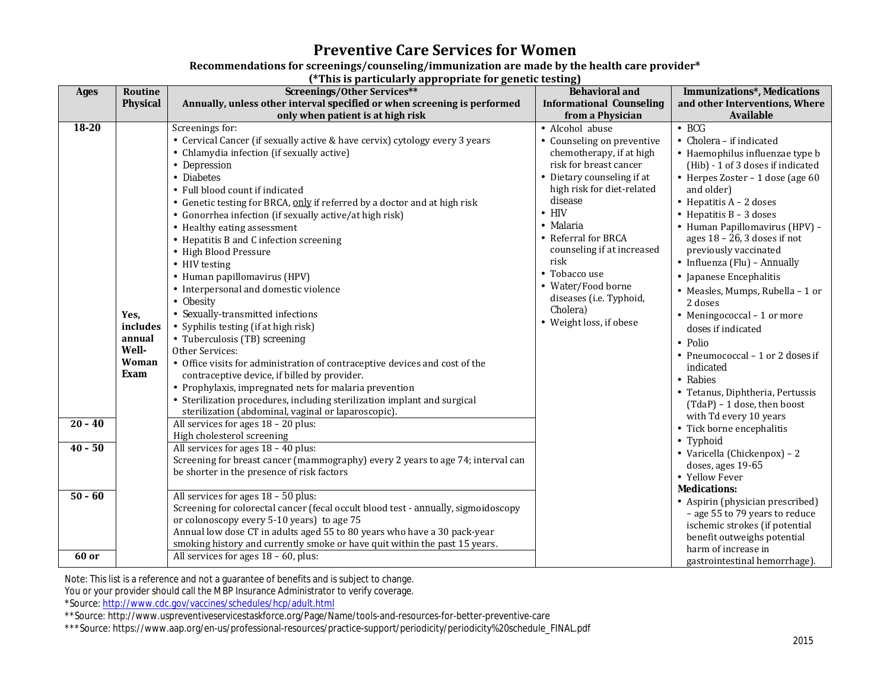# Preventive Care Services for Women

**Recommendations for screenings/counseling/immunization are made by the health care provider\***
**(\*This is particularly appropriate for genetic testing)**

| Ages | Routine Physical | Screenings/Other Services\*\* Annually, unless other interval specified or when screening is performed only when patient is at high risk | Behavioral and Informational Counseling from a Physician | Immunizations\*, Medications and other Interventions, Where Available |
|---|---|---|---|---|
| **18-20** | **Yes, includes annual Well-Woman Exam** | Screenings for:<br>• Cervical Cancer (if sexually active & have cervix) cytology every 3 years<br>• Chlamydia infection (if sexually active)<br>• Depression<br>• Diabetes<br>• Full blood count if indicated<br>• Genetic testing for BRCA, only if referred by a doctor and at high risk<br>• Gonorrhea infection (if sexually active/at high risk)<br>• Healthy eating assessment<br>• Hepatitis B and C infection screening<br>• High Blood Pressure<br>• HIV testing<br>• Human papillomavirus (HPV)<br>• Interpersonal and domestic violence<br>• Obesity<br>• Sexually-transmitted infections<br>• Syphilis testing (if at high risk)<br>• Tuberculosis (TB) screening<br>Other Services:<br>• Office visits for administration of contraceptive devices and cost of the contraceptive device, if billed by provider.<br>• Prophylaxis, impregnated nets for malaria prevention<br>• Sterilization procedures, including sterilization implant and surgical sterilization (abdominal, vaginal or laparoscopic). | • Alcohol abuse<br>• Counseling on preventive chemotherapy, if at high risk for breast cancer<br>• Dietary counseling if at high risk for diet-related disease<br>• HIV<br>• Malaria<br>• Referral for BRCA counseling if at increased risk<br>• Tobacco use<br>• Water/Food borne diseases (i.e. Typhoid, Cholera)<br>• Weight loss, if obese | • BCG<br>• Cholera – if indicated<br>• Haemophilus influenzae type b (Hib) - 1 of 3 doses if indicated<br>• Herpes Zoster – 1 dose (age 60 and older)<br>• Hepatitis A – 2 doses<br>• Hepatitis B – 3 doses<br>• Human Papillomavirus (HPV) – ages 18 – 26, 3 doses if not previously vaccinated<br>• Influenza (Flu) – Annually<br>• Japanese Encephalitis<br>• Measles, Mumps, Rubella – 1 or 2 doses<br>• Meningococcal – 1 or more doses if indicated<br>• Polio<br>• Pneumococcal – 1 or 2 doses if indicated<br>• Rabies<br>• Tetanus, Diphtheria, Pertussis (TdaP) – 1 dose, then boost with Td every 10 years<br>• Tick borne encephalitis<br>• Typhoid<br>• Varicella (Chickenpox) – 2 doses, ages 19-65<br>• Yellow Fever<br>**Medications:**<br>• Aspirin (physician prescribed) – age 55 to 79 years to reduce ischemic strokes (if potential benefit outweighs potential harm of increase in gastrointestinal hemorrhage). |
| **20 - 40** | | All services for ages 18 – 20 plus:<br>High cholesterol screening | | |
| **40 - 50** | | All services for ages 18 – 40 plus:<br>Screening for breast cancer (mammography) every 2 years to age 74; interval can be shorter in the presence of risk factors | | |
| **50 - 60** | | All services for ages 18 – 50 plus:<br>Screening for colorectal cancer (fecal occult blood test - annually, sigmoidoscopy or colonoscopy every 5-10 years) to age 75<br>Annual low dose CT in adults aged 55 to 80 years who have a 30 pack-year smoking history and currently smoke or have quit within the past 15 years. | | |
| **60 or** | | All services for ages 18 – 60, plus: | | |

Note: This list is a reference and not a guarantee of benefits and is subject to change.
You or your provider should call the MBP Insurance Administrator to verify coverage.
\*Source: http://www.cdc.gov/vaccines/schedules/hcp/adult.html
\*\*Source: http://www.uspreventiveservicestaskforce.org/Page/Name/tools-and-resources-for-better-preventive-care
\*\*\*Source: https://www.aap.org/en-us/professional-resources/practice-support/periodicity/periodicity%20schedule_FINAL.pdf

2015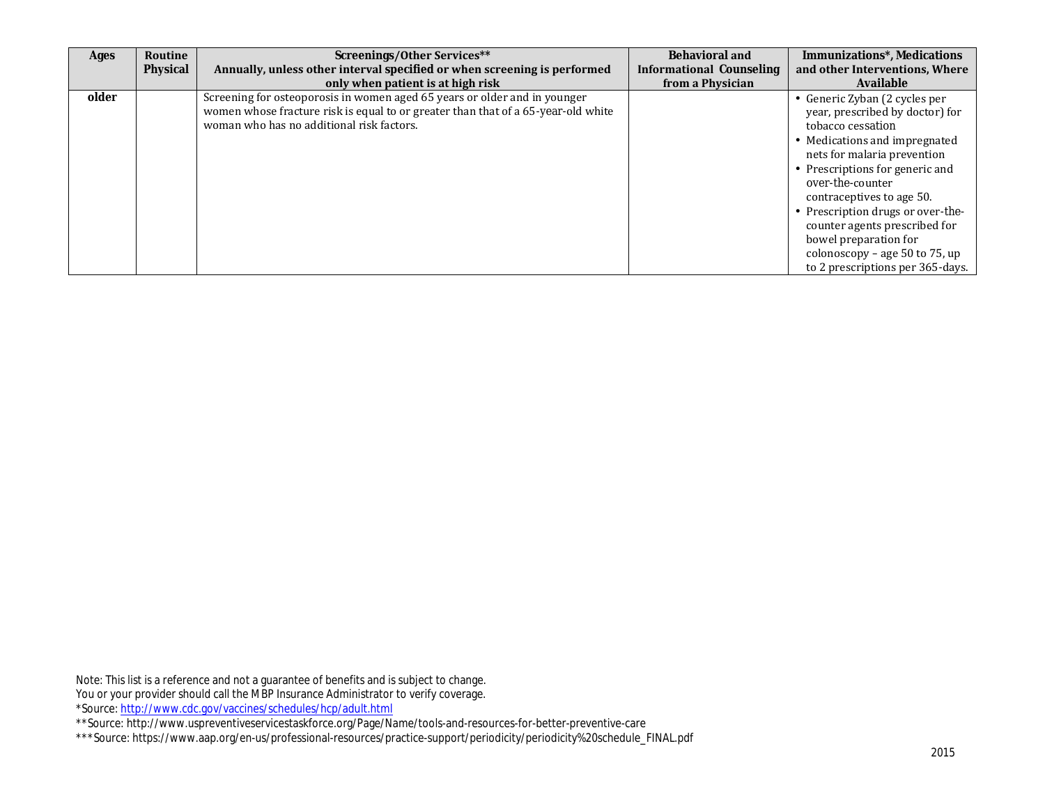| Ages | Routine Physical | Screenings/Other Services** Annually, unless other interval specified or when screening is performed only when patient is at high risk | Behavioral and Informational Counseling from a Physician | Immunizations*, Medications and other Interventions, Where Available |
|---|---|---|---|---|
| older | | Screening for osteoporosis in women aged 65 years or older and in younger women whose fracture risk is equal to or greater than that of a 65-year-old white woman who has no additional risk factors. | | • Generic Zyban (2 cycles per year, prescribed by doctor) for tobacco cessation<br>• Medications and impregnated nets for malaria prevention<br>• Prescriptions for generic and over-the-counter contraceptives to age 50.<br>• Prescription drugs or over-the-counter agents prescribed for bowel preparation for colonoscopy – age 50 to 75, up to 2 prescriptions per 365-days. |

Note: This list is a reference and not a guarantee of benefits and is subject to change.
You or your provider should call the MBP Insurance Administrator to verify coverage.
*Source: http://www.cdc.gov/vaccines/schedules/hcp/adult.html
**Source: http://www.uspreventiveservicestaskforce.org/Page/Name/tools-and-resources-for-better-preventive-care
***Source: https://www.aap.org/en-us/professional-resources/practice-support/periodicity/periodicity%20schedule_FINAL.pdf

2015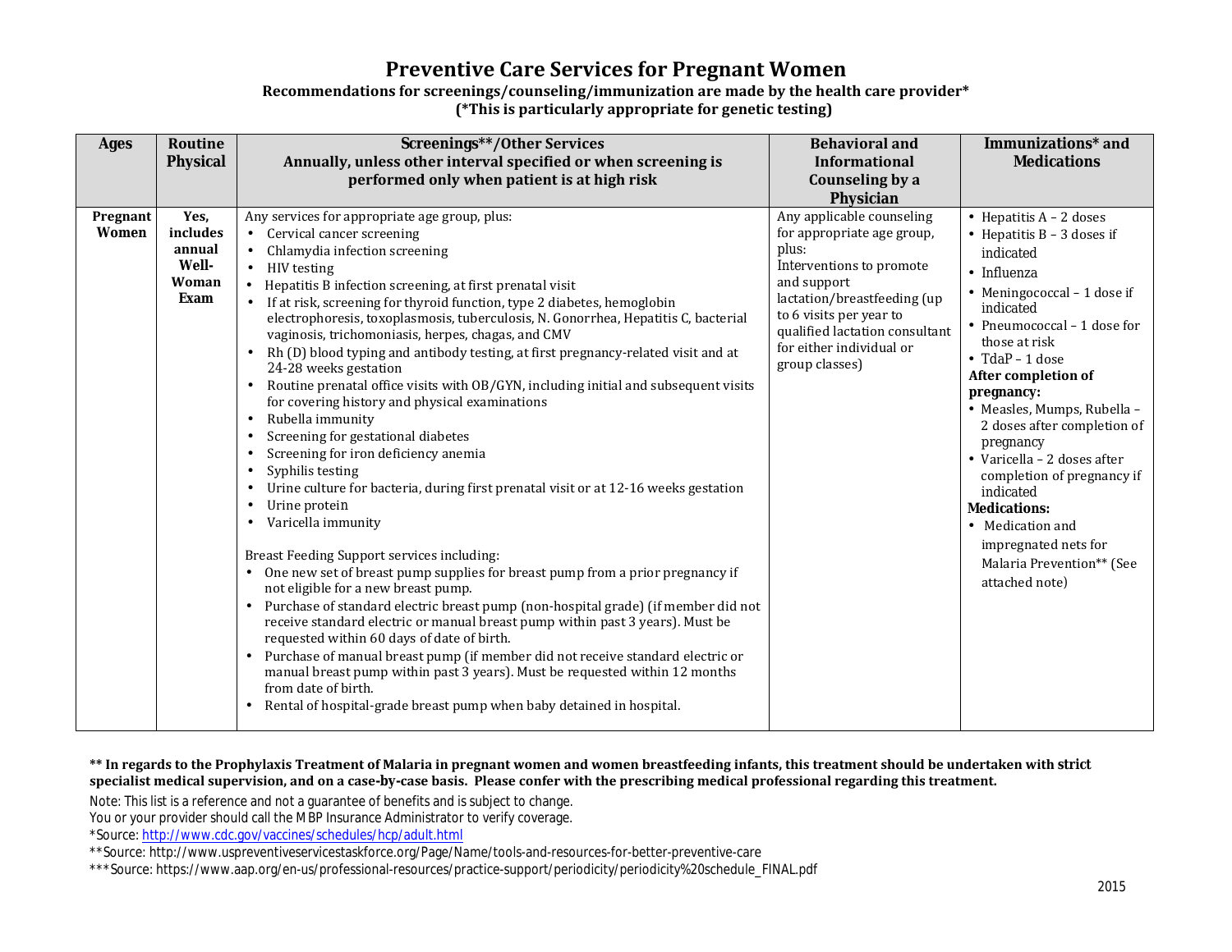# Preventive Care Services for Pregnant Women

**Recommendations for screenings/counseling/immunization are made by the health care provider***
**(*This is particularly appropriate for genetic testing)**

| Ages | Routine Physical | Screenings**/Other Services Annually, unless other interval specified or when screening is performed only when patient is at high risk | Behavioral and Informational Counseling by a Physician | Immunizations* and Medications |
|---|---|---|---|---|
| **Pregnant Women** | **Yes, includes annual Well-Woman Exam** | Any services for appropriate age group, plus:<br>• Cervical cancer screening<br>• Chlamydia infection screening<br>• HIV testing<br>• Hepatitis B infection screening, at first prenatal visit<br>• If at risk, screening for thyroid function, type 2 diabetes, hemoglobin electrophoresis, toxoplasmosis, tuberculosis, N. Gonorrhea, Hepatitis C, bacterial vaginosis, trichomoniasis, herpes, chagas, and CMV<br>• Rh (D) blood typing and antibody testing, at first pregnancy-related visit and at 24-28 weeks gestation<br>• Routine prenatal office visits with OB/GYN, including initial and subsequent visits for covering history and physical examinations<br>• Rubella immunity<br>• Screening for gestational diabetes<br>• Screening for iron deficiency anemia<br>• Syphilis testing<br>• Urine culture for bacteria, during first prenatal visit or at 12-16 weeks gestation<br>• Urine protein<br>• Varicella immunity<br><br>Breast Feeding Support services including:<br>• One new set of breast pump supplies for breast pump from a prior pregnancy if not eligible for a new breast pump.<br>• Purchase of standard electric breast pump (non-hospital grade) (if member did not receive standard electric or manual breast pump within past 3 years). Must be requested within 60 days of date of birth.<br>• Purchase of manual breast pump (if member did not receive standard electric or manual breast pump within past 3 years). Must be requested within 12 months from date of birth.<br>• Rental of hospital-grade breast pump when baby detained in hospital. | Any applicable counseling for appropriate age group, plus:<br>Interventions to promote and support lactation/breastfeeding (up to 6 visits per year to qualified lactation consultant for either individual or group classes) | • Hepatitis A – 2 doses<br>• Hepatitis B – 3 doses if indicated<br>• Influenza<br>• Meningococcal – 1 dose if indicated<br>• Pneumococcal – 1 dose for those at risk<br>• TdaP – 1 dose<br>**After completion of pregnancy:**<br>• Measles, Mumps, Rubella – 2 doses after completion of pregnancy<br>• Varicella – 2 doses after completion of pregnancy if indicated<br>**Medications:**<br>• Medication and impregnated nets for Malaria Prevention** (See attached note) |

**** In regards to the Prophylaxis Treatment of Malaria in pregnant women and women breastfeeding infants, this treatment should be undertaken with strict specialist medical supervision, and on a case-by-case basis. Please confer with the prescribing medical professional regarding this treatment.**

Note: This list is a reference and not a guarantee of benefits and is subject to change.
You or your provider should call the MBP Insurance Administrator to verify coverage.
*Source: http://www.cdc.gov/vaccines/schedules/hcp/adult.html
**Source: http://www.uspreventiveservicestaskforce.org/Page/Name/tools-and-resources-for-better-preventive-care
***Source: https://www.aap.org/en-us/professional-resources/practice-support/periodicity/periodicity%20schedule_FINAL.pdf

2015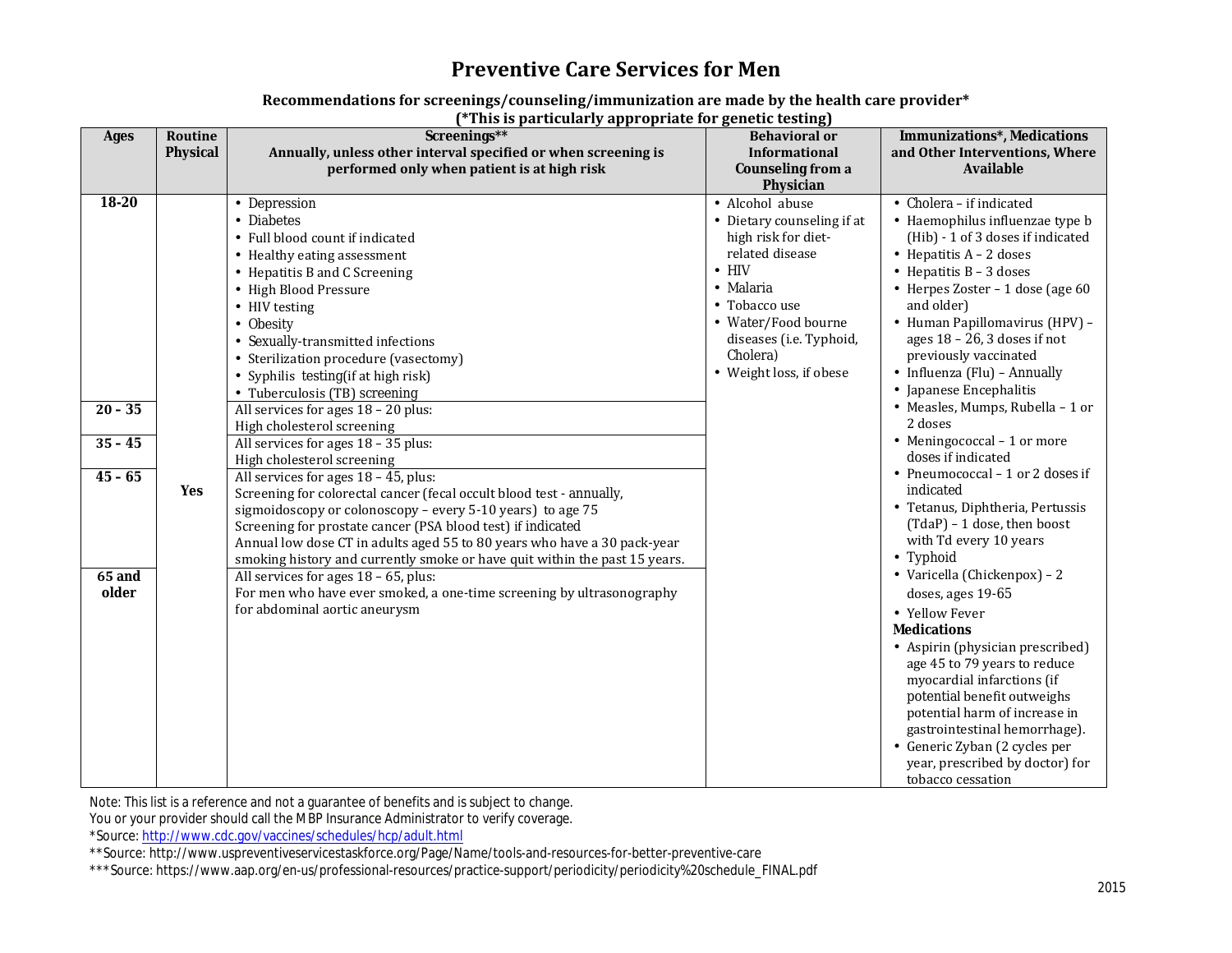# Preventive Care Services for Men

**Recommendations for screenings/counseling/immunization are made by the health care provider\***
**(\*This is particularly appropriate for genetic testing)**

| Ages | Routine Physical | Screenings** Annually, unless other interval specified or when screening is performed only when patient is at high risk | Behavioral or Informational Counseling from a Physician | Immunizations*, Medications and Other Interventions, Where Available |
|---|---|---|---|---|
| 18-20 | Yes | • Depression<br>• Diabetes<br>• Full blood count if indicated<br>• Healthy eating assessment<br>• Hepatitis B and C Screening<br>• High Blood Pressure<br>• HIV testing<br>• Obesity<br>• Sexually-transmitted infections<br>• Sterilization procedure (vasectomy)<br>• Syphilis testing(if at high risk)<br>• Tuberculosis (TB) screening | • Alcohol abuse<br>• Dietary counseling if at high risk for diet-related disease<br>• HIV<br>• Malaria<br>• Tobacco use<br>• Water/Food bourne diseases (i.e. Typhoid, Cholera)<br>• Weight loss, if obese | • Cholera – if indicated<br>• Haemophilus influenzae type b (Hib) - 1 of 3 doses if indicated<br>• Hepatitis A – 2 doses<br>• Hepatitis B – 3 doses<br>• Herpes Zoster – 1 dose (age 60 and older)<br>• Human Papillomavirus (HPV) – ages 18 – 26, 3 doses if not previously vaccinated<br>• Influenza (Flu) – Annually<br>• Japanese Encephalitis<br>• Measles, Mumps, Rubella – 1 or 2 doses<br>• Meningococcal – 1 or more doses if indicated<br>• Pneumococcal – 1 or 2 doses if indicated<br>• Tetanus, Diphtheria, Pertussis (TdaP) – 1 dose, then boost with Td every 10 years<br>• Typhoid<br>• Varicella (Chickenpox) – 2 doses, ages 19-65<br>• Yellow Fever<br>**Medications**<br>• Aspirin (physician prescribed) age 45 to 79 years to reduce myocardial infarctions (if potential benefit outweighs potential harm of increase in gastrointestinal hemorrhage).<br>• Generic Zyban (2 cycles per year, prescribed by doctor) for tobacco cessation |
| 20 – 35 | | All services for ages 18 – 20 plus:<br>High cholesterol screening | | |
| 35 - 45 | | All services for ages 18 – 35 plus:<br>High cholesterol screening | | |
| 45 - 65 | | All services for ages 18 – 45, plus:<br>Screening for colorectal cancer (fecal occult blood test - annually, sigmoidoscopy or colonoscopy – every 5-10 years) to age 75<br>Screening for prostate cancer (PSA blood test) if indicated<br>Annual low dose CT in adults aged 55 to 80 years who have a 30 pack-year smoking history and currently smoke or have quit within the past 15 years. | | |
| 65 and older | | All services for ages 18 – 65, plus:<br>For men who have ever smoked, a one-time screening by ultrasonography for abdominal aortic aneurysm | | |

Note: This list is a reference and not a guarantee of benefits and is subject to change.
You or your provider should call the MBP Insurance Administrator to verify coverage.
\*Source: http://www.cdc.gov/vaccines/schedules/hcp/adult.html
\*\*Source: http://www.uspreventiveservicestaskforce.org/Page/Name/tools-and-resources-for-better-preventive-care
\*\*\*Source: https://www.aap.org/en-us/professional-resources/practice-support/periodicity/periodicity%20schedule_FINAL.pdf

2015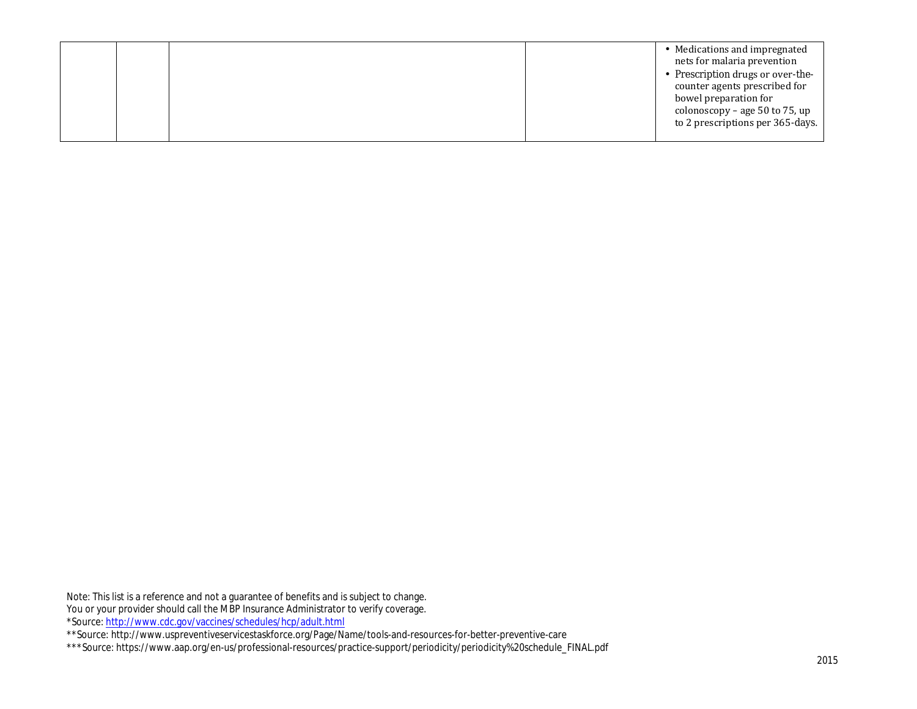| | | | | |
|---|---|---|---|---|
| | | | | • Medications and impregnated nets for malaria prevention<br>• Prescription drugs or over-the-counter agents prescribed for bowel preparation for colonoscopy – age 50 to 75, up to 2 prescriptions per 365-days. |

Note: This list is a reference and not a guarantee of benefits and is subject to change.
You or your provider should call the MBP Insurance Administrator to verify coverage.
*Source: http://www.cdc.gov/vaccines/schedules/hcp/adult.html
**Source: http://www.uspreventiveservicestaskforce.org/Page/Name/tools-and-resources-for-better-preventive-care
***Source: https://www.aap.org/en-us/professional-resources/practice-support/periodicity/periodicity%20schedule_FINAL.pdf

2015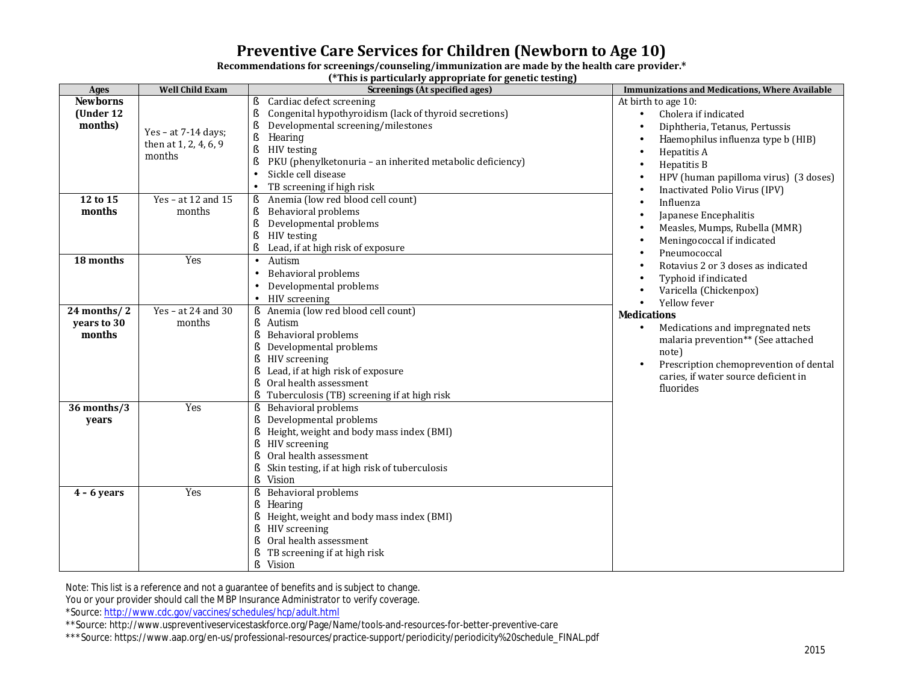# Preventive Care Services for Children (Newborn to Age 10)

**Recommendations for screenings/counseling/immunization are made by the health care provider.***

**(*This is particularly appropriate for genetic testing)**

| Ages | Well Child Exam | Screenings (At specified ages) | Immunizations and Medications, Where Available |
|---|---|---|---|
| **Newborns (Under 12 months)** | Yes – at 7-14 days; then at 1, 2, 4, 6, 9 months | § Cardiac defect screening<br>§ Congenital hypothyroidism (lack of thyroid secretions)<br>§ Developmental screening/milestones<br>§ Hearing<br>§ HIV testing<br>§ PKU (phenylketonuria – an inherited metabolic deficiency)<br>• Sickle cell disease<br>• TB screening if high risk | At birth to age 10:<br>• Cholera if indicated<br>• Diphtheria, Tetanus, Pertussis<br>• Haemophilus influenza type b (HIB)<br>• Hepatitis A<br>• Hepatitis B<br>• HPV (human papilloma virus) (3 doses)<br>• Inactivated Polio Virus (IPV)<br>• Influenza<br>• Japanese Encephalitis<br>• Measles, Mumps, Rubella (MMR)<br>• Meningococcal if indicated<br>• Pneumococcal<br>• Rotavius 2 or 3 doses as indicated<br>• Typhoid if indicated<br>• Varicella (Chickenpox)<br>• Yellow fever<br>**Medications**<br>• Medications and impregnated nets malaria prevention** (See attached note)<br>• Prescription chemoprevention of dental caries, if water source deficient in fluorides |
| **12 to 15 months** | Yes – at 12 and 15 months | § Anemia (low red blood cell count)<br>§ Behavioral problems<br>§ Developmental problems<br>§ HIV testing<br>§ Lead, if at high risk of exposure | |
| **18 months** | Yes | • Autism<br>• Behavioral problems<br>• Developmental problems<br>• HIV screening | |
| **24 months/ 2 years to 30 months** | Yes – at 24 and 30 months | § Anemia (low red blood cell count)<br>§ Autism<br>§ Behavioral problems<br>§ Developmental problems<br>§ HIV screening<br>§ Lead, if at high risk of exposure<br>§ Oral health assessment<br>§ Tuberculosis (TB) screening if at high risk | |
| **36 months/3 years** | Yes | § Behavioral problems<br>§ Developmental problems<br>§ Height, weight and body mass index (BMI)<br>§ HIV screening<br>§ Oral health assessment<br>§ Skin testing, if at high risk of tuberculosis<br>§ Vision | |
| **4 - 6 years** | Yes | § Behavioral problems<br>§ Hearing<br>§ Height, weight and body mass index (BMI)<br>§ HIV screening<br>§ Oral health assessment<br>§ TB screening if at high risk<br>§ Vision | |

Note: This list is a reference and not a guarantee of benefits and is subject to change.
You or your provider should call the MBP Insurance Administrator to verify coverage.
*Source: http://www.cdc.gov/vaccines/schedules/hcp/adult.html
**Source: http://www.uspreventiveservicestaskforce.org/Page/Name/tools-and-resources-for-better-preventive-care
***Source: https://www.aap.org/en-us/professional-resources/practice-support/periodicity/periodicity%20schedule_FINAL.pdf

2015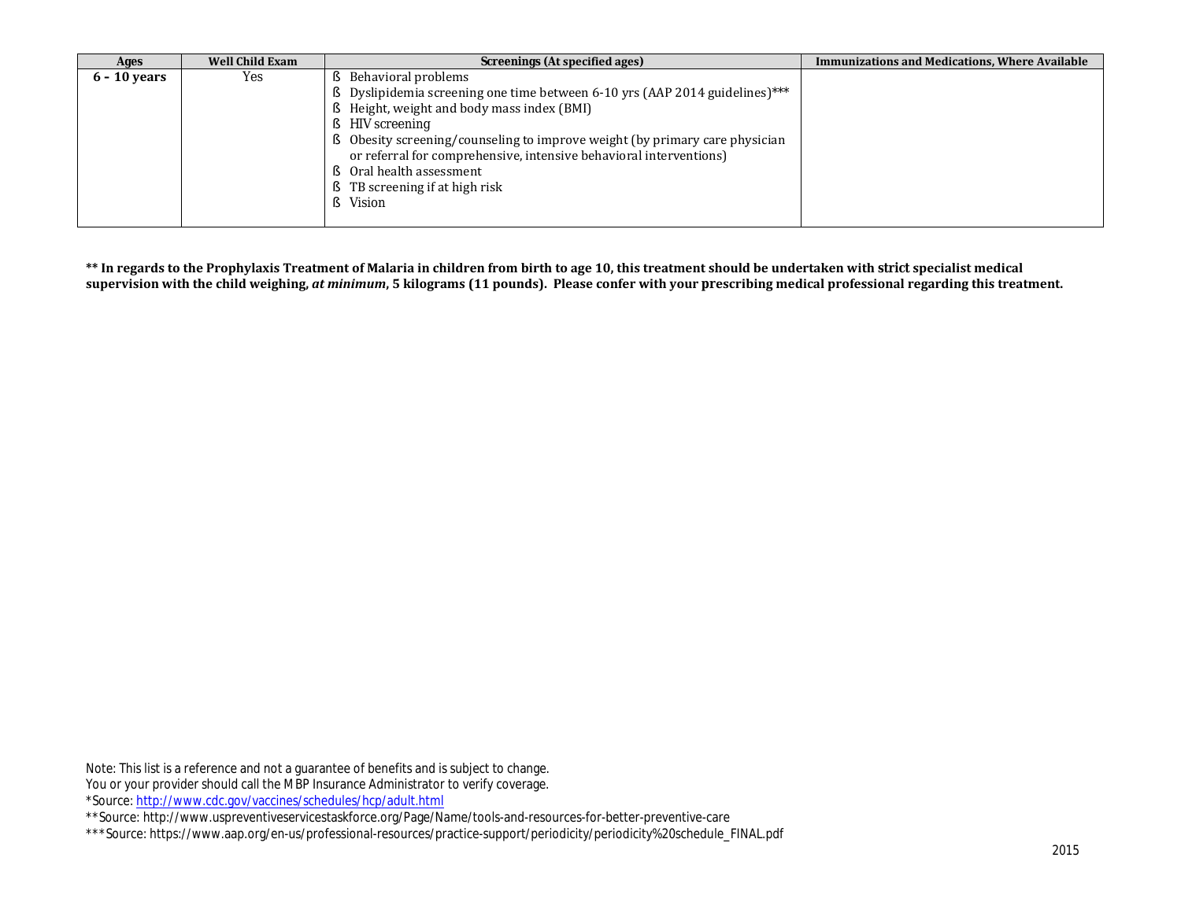| Ages | Well Child Exam | Screenings (At specified ages) | Immunizations and Medications, Where Available |
|---|---|---|---|
| **6 - 10 years** | Yes | ß Behavioral problems<br>ß Dyslipidemia screening one time between 6-10 yrs (AAP 2014 guidelines)***<br>ß Height, weight and body mass index (BMI)<br>ß HIV screening<br>ß Obesity screening/counseling to improve weight (by primary care physician or referral for comprehensive, intensive behavioral interventions)<br>ß Oral health assessment<br>ß TB screening if at high risk<br>ß Vision | |

**** In regards to the Prophylaxis Treatment of Malaria in children from birth to age 10, this treatment should be undertaken with strict specialist medical supervision with the child weighing, *at minimum*, 5 kilograms (11 pounds). Please confer with your prescribing medical professional regarding this treatment.**

Note: This list is a reference and not a guarantee of benefits and is subject to change.
You or your provider should call the MBP Insurance Administrator to verify coverage.
*Source: http://www.cdc.gov/vaccines/schedules/hcp/adult.html
**Source: http://www.uspreventiveservicestaskforce.org/Page/Name/tools-and-resources-for-better-preventive-care
***Source: https://www.aap.org/en-us/professional-resources/practice-support/periodicity/periodicity%20schedule_FINAL.pdf

2015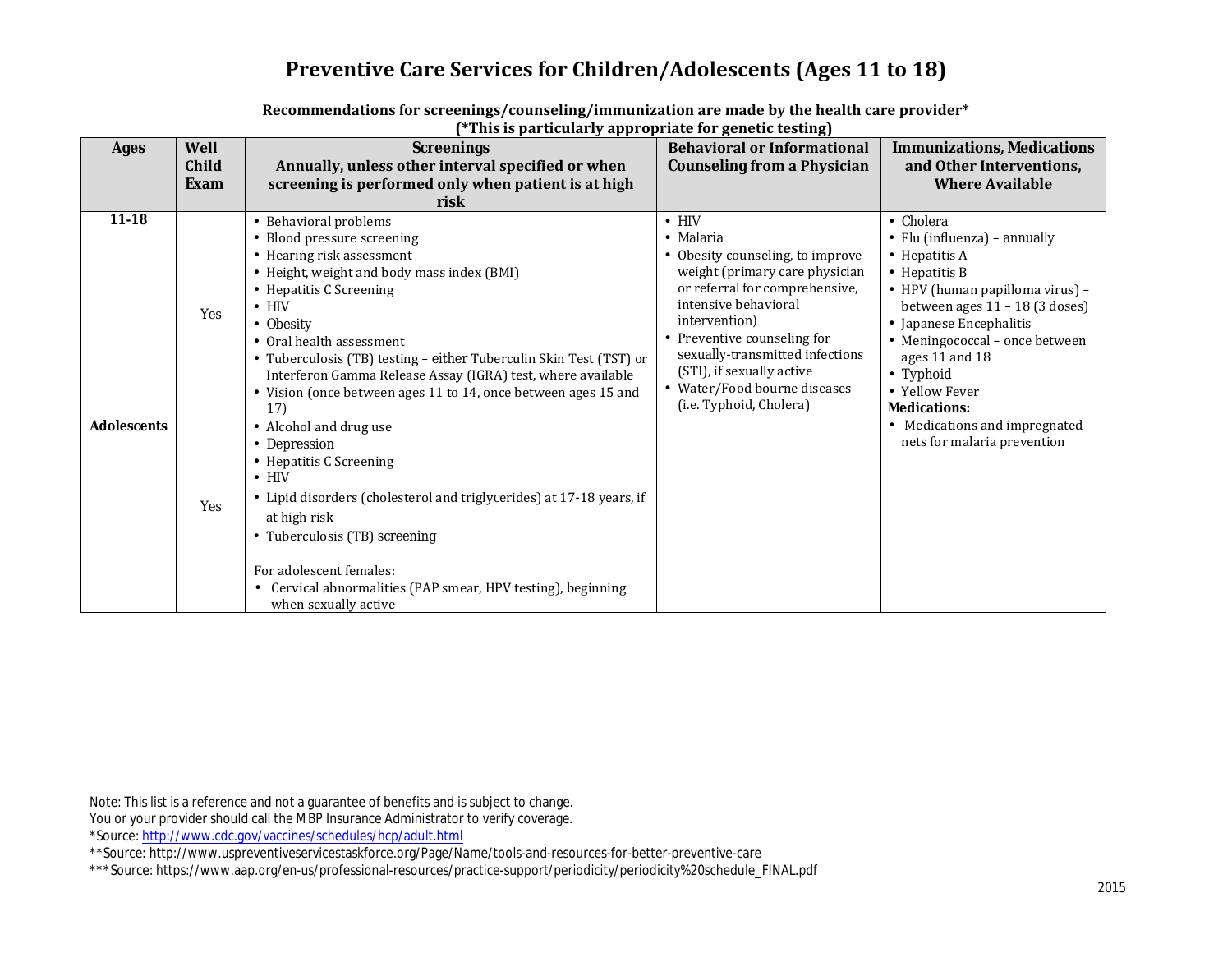# Preventive Care Services for Children/Adolescents (Ages 11 to 18)

**Recommendations for screenings/counseling/immunization are made by the health care provider***
**(*This is particularly appropriate for genetic testing)**

| Ages | Well Child Exam | Screenings Annually, unless other interval specified or when screening is performed only when patient is at high risk | Behavioral or Informational Counseling from a Physician | Immunizations, Medications and Other Interventions, Where Available |
|---|---|---|---|---|
| **11-18** | Yes | • Behavioral problems<br>• Blood pressure screening<br>• Hearing risk assessment<br>• Height, weight and body mass index (BMI)<br>• Hepatitis C Screening<br>• HIV<br>• Obesity<br>• Oral health assessment<br>• Tuberculosis (TB) testing – either Tuberculin Skin Test (TST) or Interferon Gamma Release Assay (IGRA) test, where available<br>• Vision (once between ages 11 to 14, once between ages 15 and 17) | • HIV<br>• Malaria<br>• Obesity counseling, to improve weight (primary care physician or referral for comprehensive, intensive behavioral intervention)<br>• Preventive counseling for sexually-transmitted infections (STI), if sexually active<br>• Water/Food bourne diseases (i.e. Typhoid, Cholera) | • Cholera<br>• Flu (influenza) – annually<br>• Hepatitis A<br>• Hepatitis B<br>• HPV (human papilloma virus) – between ages 11 – 18 (3 doses)<br>• Japanese Encephalitis<br>• Meningococcal – once between ages 11 and 18<br>• Typhoid<br>• Yellow Fever<br>**Medications:**<br>• Medications and impregnated nets for malaria prevention |
| **Adolescents** | Yes | • Alcohol and drug use<br>• Depression<br>• Hepatitis C Screening<br>• HIV<br>• Lipid disorders (cholesterol and triglycerides) at 17-18 years, if at high risk<br>• Tuberculosis (TB) screening<br><br>For adolescent females:<br>• Cervical abnormalities (PAP smear, HPV testing), beginning when sexually active | | |

Note: This list is a reference and not a guarantee of benefits and is subject to change.
You or your provider should call the MBP Insurance Administrator to verify coverage.
*Source: http://www.cdc.gov/vaccines/schedules/hcp/adult.html
**Source: http://www.uspreventiveservicestaskforce.org/Page/Name/tools-and-resources-for-better-preventive-care
***Source: https://www.aap.org/en-us/professional-resources/practice-support/periodicity/periodicity%20schedule_FINAL.pdf

2015